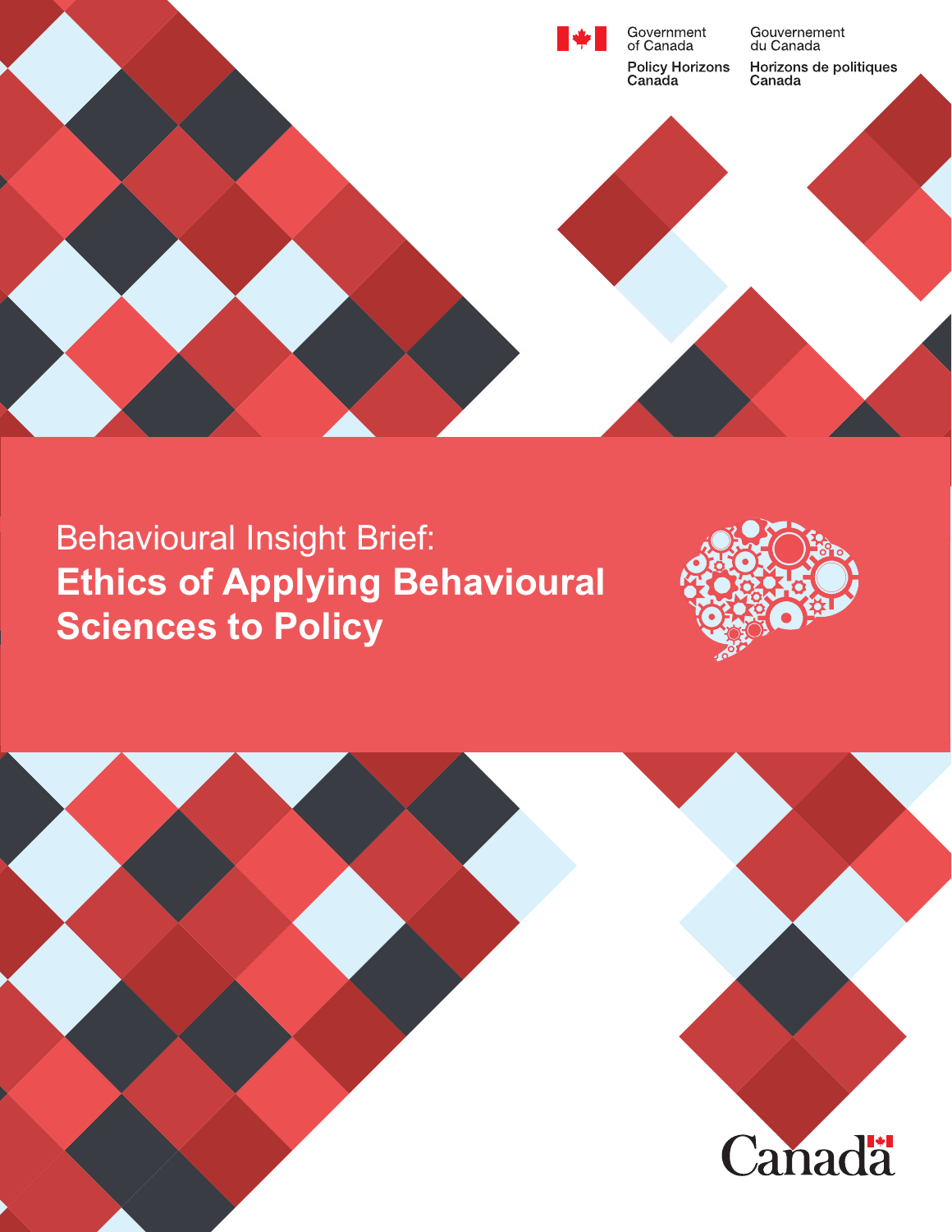Government of Canada | Gouvernement du Canada

Policy Horizons Canada | Horizons de politiques Canada

# Behavioural Insight Brief: **Ethics of Applying Behavioural Sciences to Policy**

Canada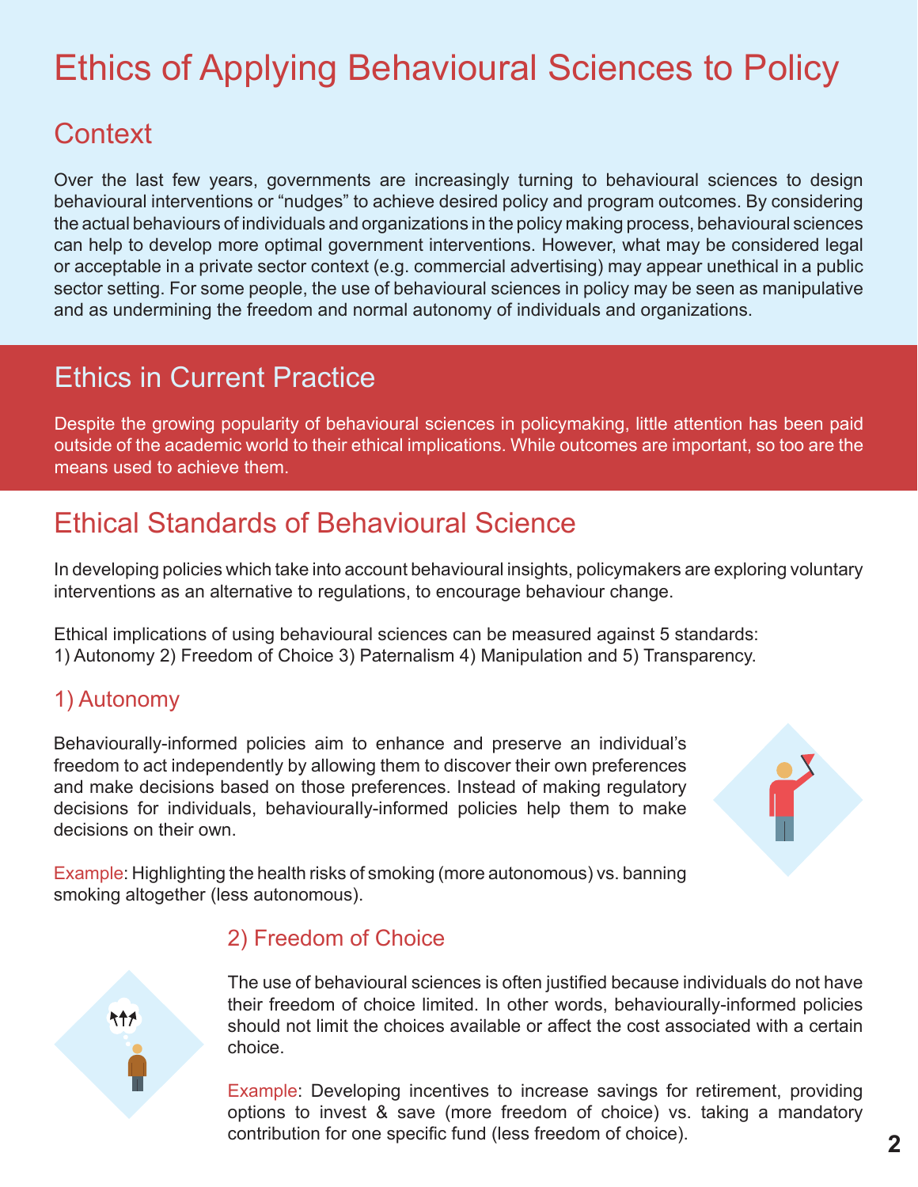# Ethics of Applying Behavioural Sciences to Policy

## Context

Over the last few years, governments are increasingly turning to behavioural sciences to design behavioural interventions or "nudges" to achieve desired policy and program outcomes. By considering the actual behaviours of individuals and organizations in the policy making process, behavioural sciences can help to develop more optimal government interventions. However, what may be considered legal or acceptable in a private sector context (e.g. commercial advertising) may appear unethical in a public sector setting. For some people, the use of behavioural sciences in policy may be seen as manipulative and as undermining the freedom and normal autonomy of individuals and organizations.

## Ethics in Current Practice

Despite the growing popularity of behavioural sciences in policymaking, little attention has been paid outside of the academic world to their ethical implications. While outcomes are important, so too are the means used to achieve them.

## Ethical Standards of Behavioural Science

In developing policies which take into account behavioural insights, policymakers are exploring voluntary interventions as an alternative to regulations, to encourage behaviour change.

Ethical implications of using behavioural sciences can be measured against 5 standards:
1) Autonomy 2) Freedom of Choice 3) Paternalism 4) Manipulation and 5) Transparency.

### 1) Autonomy

Behaviourally-informed policies aim to enhance and preserve an individual's freedom to act independently by allowing them to discover their own preferences and make decisions based on those preferences. Instead of making regulatory decisions for individuals, behaviourally-informed policies help them to make decisions on their own.

Example: Highlighting the health risks of smoking (more autonomous) vs. banning smoking altogether (less autonomous).

### 2) Freedom of Choice

The use of behavioural sciences is often justified because individuals do not have their freedom of choice limited. In other words, behaviourally-informed policies should not limit the choices available or affect the cost associated with a certain choice.

Example: Developing incentives to increase savings for retirement, providing options to invest & save (more freedom of choice) vs. taking a mandatory contribution for one specific fund (less freedom of choice).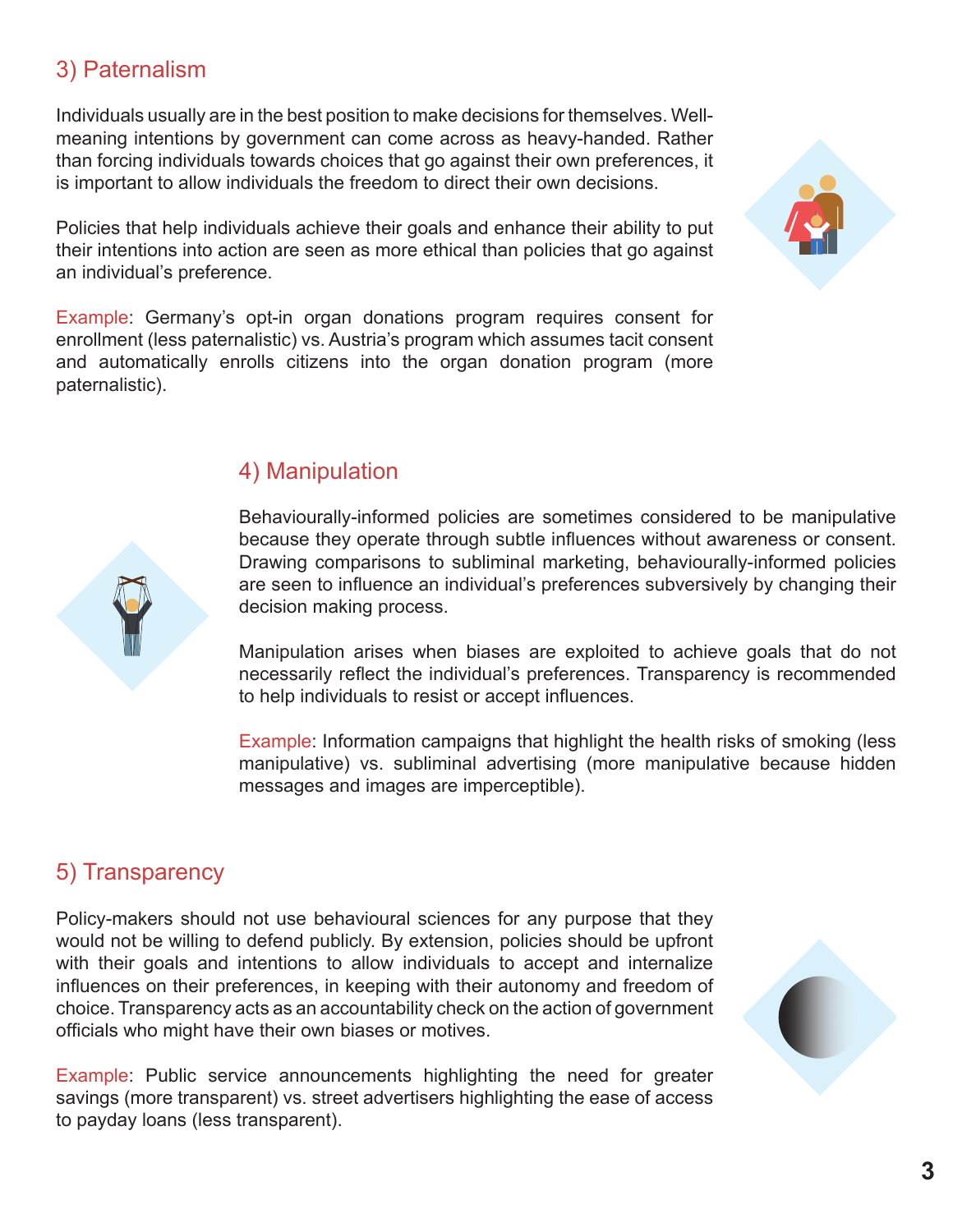## 3) Paternalism

Individuals usually are in the best position to make decisions for themselves. Well-meaning intentions by government can come across as heavy-handed. Rather than forcing individuals towards choices that go against their own preferences, it is important to allow individuals the freedom to direct their own decisions.

Policies that help individuals achieve their goals and enhance their ability to put their intentions into action are seen as more ethical than policies that go against an individual's preference.

Example: Germany's opt-in organ donations program requires consent for enrollment (less paternalistic) vs. Austria's program which assumes tacit consent and automatically enrolls citizens into the organ donation program (more paternalistic).

## 4) Manipulation

Behaviourally-informed policies are sometimes considered to be manipulative because they operate through subtle influences without awareness or consent. Drawing comparisons to subliminal marketing, behaviourally-informed policies are seen to influence an individual's preferences subversively by changing their decision making process.

Manipulation arises when biases are exploited to achieve goals that do not necessarily reflect the individual's preferences. Transparency is recommended to help individuals to resist or accept influences.

Example: Information campaigns that highlight the health risks of smoking (less manipulative) vs. subliminal advertising (more manipulative because hidden messages and images are imperceptible).

## 5) Transparency

Policy-makers should not use behavioural sciences for any purpose that they would not be willing to defend publicly. By extension, policies should be upfront with their goals and intentions to allow individuals to accept and internalize influences on their preferences, in keeping with their autonomy and freedom of choice. Transparency acts as an accountability check on the action of government officials who might have their own biases or motives.

Example: Public service announcements highlighting the need for greater savings (more transparent) vs. street advertisers highlighting the ease of access to payday loans (less transparent).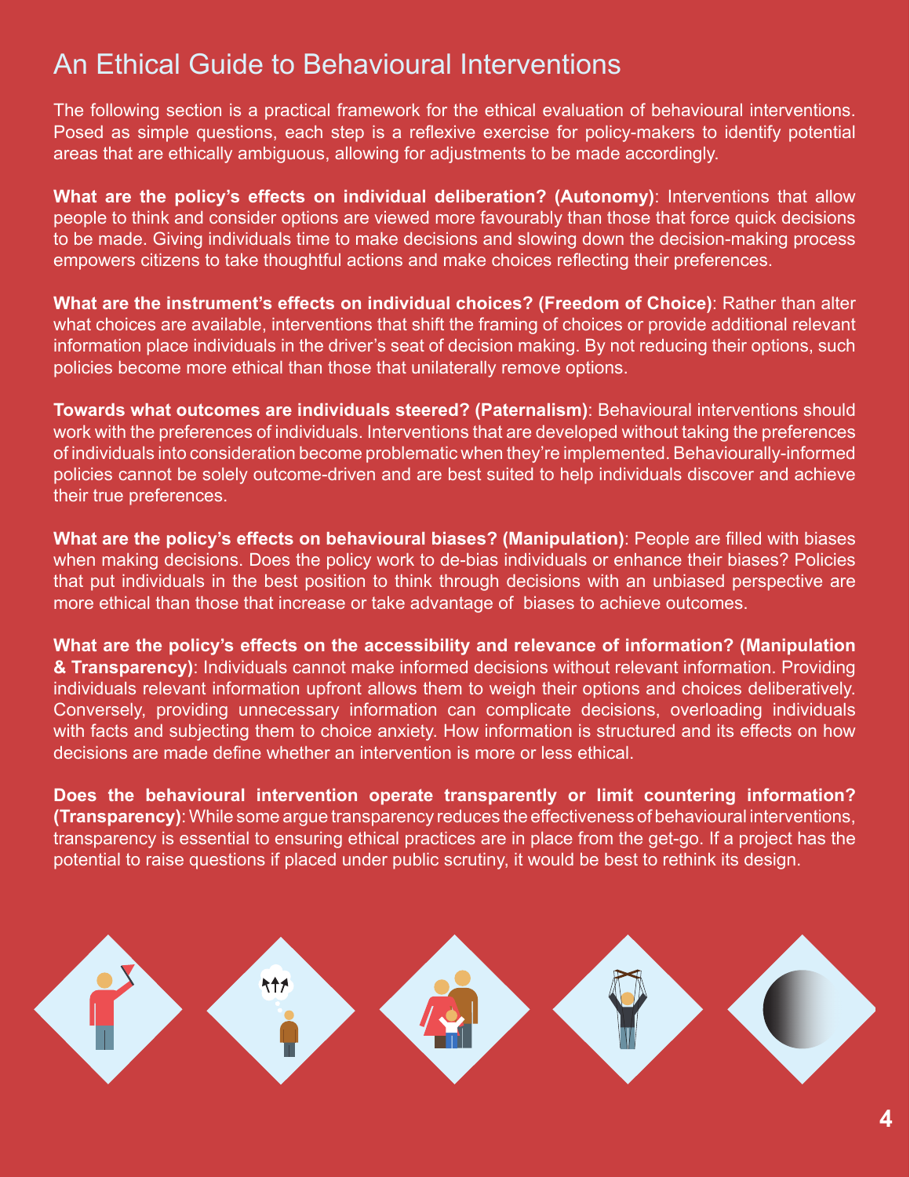# An Ethical Guide to Behavioural Interventions

The following section is a practical framework for the ethical evaluation of behavioural interventions. Posed as simple questions, each step is a reflexive exercise for policy-makers to identify potential areas that are ethically ambiguous, allowing for adjustments to be made accordingly.

**What are the policy's effects on individual deliberation? (Autonomy)**: Interventions that allow people to think and consider options are viewed more favourably than those that force quick decisions to be made. Giving individuals time to make decisions and slowing down the decision-making process empowers citizens to take thoughtful actions and make choices reflecting their preferences.

**What are the instrument's effects on individual choices? (Freedom of Choice)**: Rather than alter what choices are available, interventions that shift the framing of choices or provide additional relevant information place individuals in the driver's seat of decision making. By not reducing their options, such policies become more ethical than those that unilaterally remove options.

**Towards what outcomes are individuals steered? (Paternalism)**: Behavioural interventions should work with the preferences of individuals. Interventions that are developed without taking the preferences of individuals into consideration become problematic when they're implemented. Behaviourally-informed policies cannot be solely outcome-driven and are best suited to help individuals discover and achieve their true preferences.

**What are the policy's effects on behavioural biases? (Manipulation)**: People are filled with biases when making decisions. Does the policy work to de-bias individuals or enhance their biases? Policies that put individuals in the best position to think through decisions with an unbiased perspective are more ethical than those that increase or take advantage of biases to achieve outcomes.

**What are the policy's effects on the accessibility and relevance of information? (Manipulation & Transparency)**: Individuals cannot make informed decisions without relevant information. Providing individuals relevant information upfront allows them to weigh their options and choices deliberatively. Conversely, providing unnecessary information can complicate decisions, overloading individuals with facts and subjecting them to choice anxiety. How information is structured and its effects on how decisions are made define whether an intervention is more or less ethical.

**Does the behavioural intervention operate transparently or limit countering information? (Transparency)**: While some argue transparency reduces the effectiveness of behavioural interventions, transparency is essential to ensuring ethical practices are in place from the get-go. If a project has the potential to raise questions if placed under public scrutiny, it would be best to rethink its design.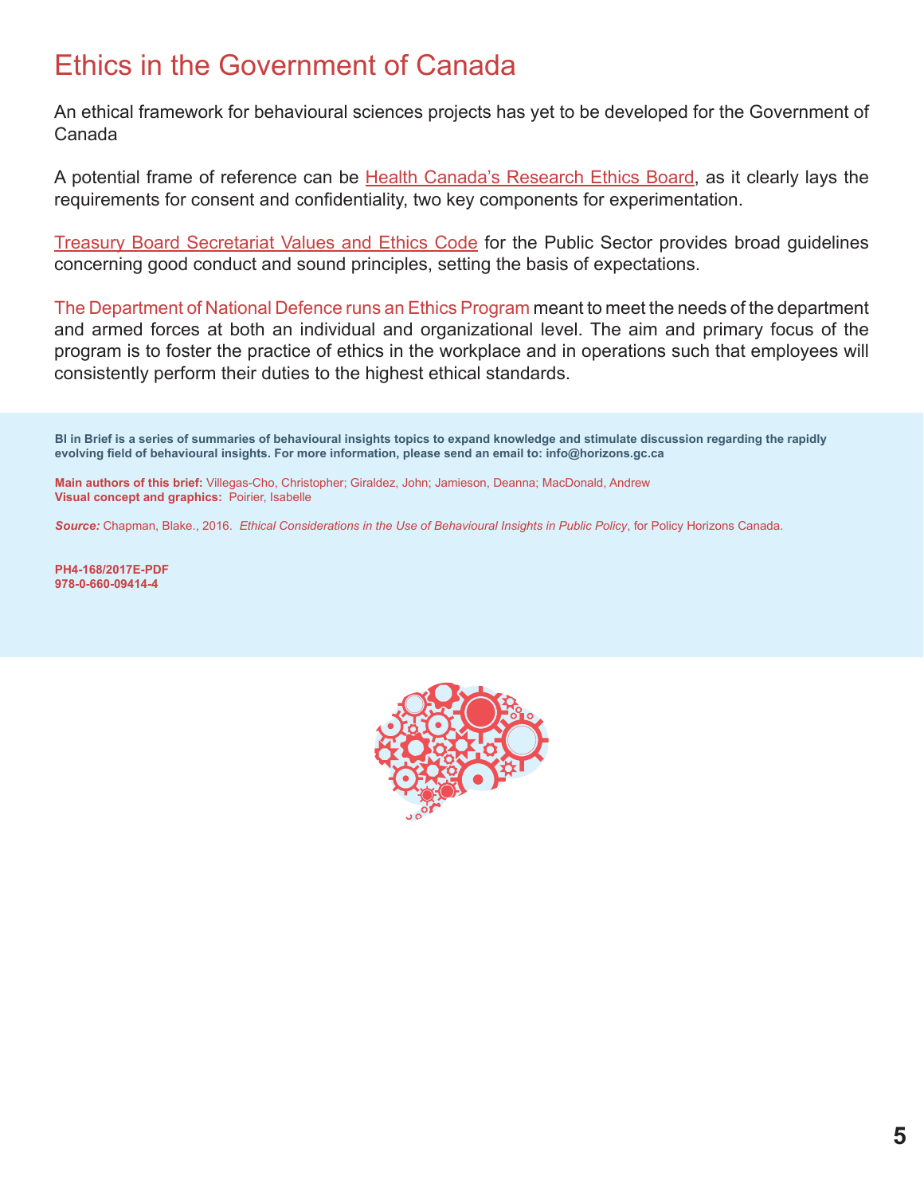# Ethics in the Government of Canada

An ethical framework for behavioural sciences projects has yet to be developed for the Government of Canada

A potential frame of reference can be Health Canada's Research Ethics Board, as it clearly lays the requirements for consent and confidentiality, two key components for experimentation.

Treasury Board Secretariat Values and Ethics Code for the Public Sector provides broad guidelines concerning good conduct and sound principles, setting the basis of expectations.

The Department of National Defence runs an Ethics Program meant to meet the needs of the department and armed forces at both an individual and organizational level. The aim and primary focus of the program is to foster the practice of ethics in the workplace and in operations such that employees will consistently perform their duties to the highest ethical standards.

**BI in Brief is a series of summaries of behavioural insights topics to expand knowledge and stimulate discussion regarding the rapidly evolving field of behavioural insights. For more information, please send an email to: info@horizons.gc.ca**

**Main authors of this brief:** Villegas-Cho, Christopher; Giraldez, John; Jamieson, Deanna; MacDonald, Andrew
**Visual concept and graphics:** Poirier, Isabelle

***Source:*** Chapman, Blake., 2016. *Ethical Considerations in the Use of Behavioural Insights in Public Policy*, for Policy Horizons Canada.

**PH4-168/2017E-PDF**
**978-0-660-09414-4**